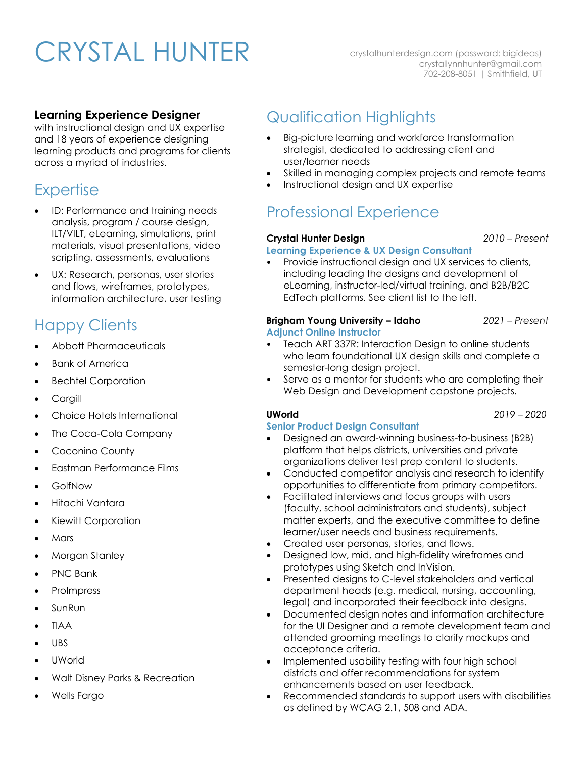# CRYSTAL HUNTER

crystalhunterdesign.com (password: bigideas)
crystallynnhunter@gmail.com
702-208-8051 | Smithfield, UT

**Learning Experience Designer**
with instructional design and UX expertise and 18 years of experience designing learning products and programs for clients across a myriad of industries.

## Expertise

- ID: Performance and training needs analysis, program / course design, ILT/VILT, eLearning, simulations, print materials, visual presentations, video scripting, assessments, evaluations
- UX: Research, personas, user stories and flows, wireframes, prototypes, information architecture, user testing

## Happy Clients

- Abbott Pharmaceuticals
- Bank of America
- Bechtel Corporation
- Cargill
- Choice Hotels International
- The Coca-Cola Company
- Coconino County
- Eastman Performance Films
- GolfNow
- Hitachi Vantara
- Kiewitt Corporation
- Mars
- Morgan Stanley
- PNC Bank
- ProImpress
- SunRun
- TIAA
- UBS
- UWorld
- Walt Disney Parks & Recreation
- Wells Fargo

## Qualification Highlights

- Big-picture learning and workforce transformation strategist, dedicated to addressing client and user/learner needs
- Skilled in managing complex projects and remote teams
- Instructional design and UX expertise

## Professional Experience

**Crystal Hunter Design** *2010 – Present*
**Learning Experience & UX Design Consultant**

- Provide instructional design and UX services to clients, including leading the designs and development of eLearning, instructor-led/virtual training, and B2B/B2C EdTech platforms. See client list to the left.

**Brigham Young University – Idaho** *2021 – Present*
**Adjunct Online Instructor**

- Teach ART 337R: Interaction Design to online students who learn foundational UX design skills and complete a semester-long design project.
- Serve as a mentor for students who are completing their Web Design and Development capstone projects.

**UWorld** *2019 – 2020*
**Senior Product Design Consultant**

- Designed an award-winning business-to-business (B2B) platform that helps districts, universities and private organizations deliver test prep content to students.
- Conducted competitor analysis and research to identify opportunities to differentiate from primary competitors.
- Facilitated interviews and focus groups with users (faculty, school administrators and students), subject matter experts, and the executive committee to define learner/user needs and business requirements.
- Created user personas, stories, and flows.
- Designed low, mid, and high-fidelity wireframes and prototypes using Sketch and InVision.
- Presented designs to C-level stakeholders and vertical department heads (e.g. medical, nursing, accounting, legal) and incorporated their feedback into designs.
- Documented design notes and information architecture for the UI Designer and a remote development team and attended grooming meetings to clarify mockups and acceptance criteria.
- Implemented usability testing with four high school districts and offer recommendations for system enhancements based on user feedback.
- Recommended standards to support users with disabilities as defined by WCAG 2.1, 508 and ADA.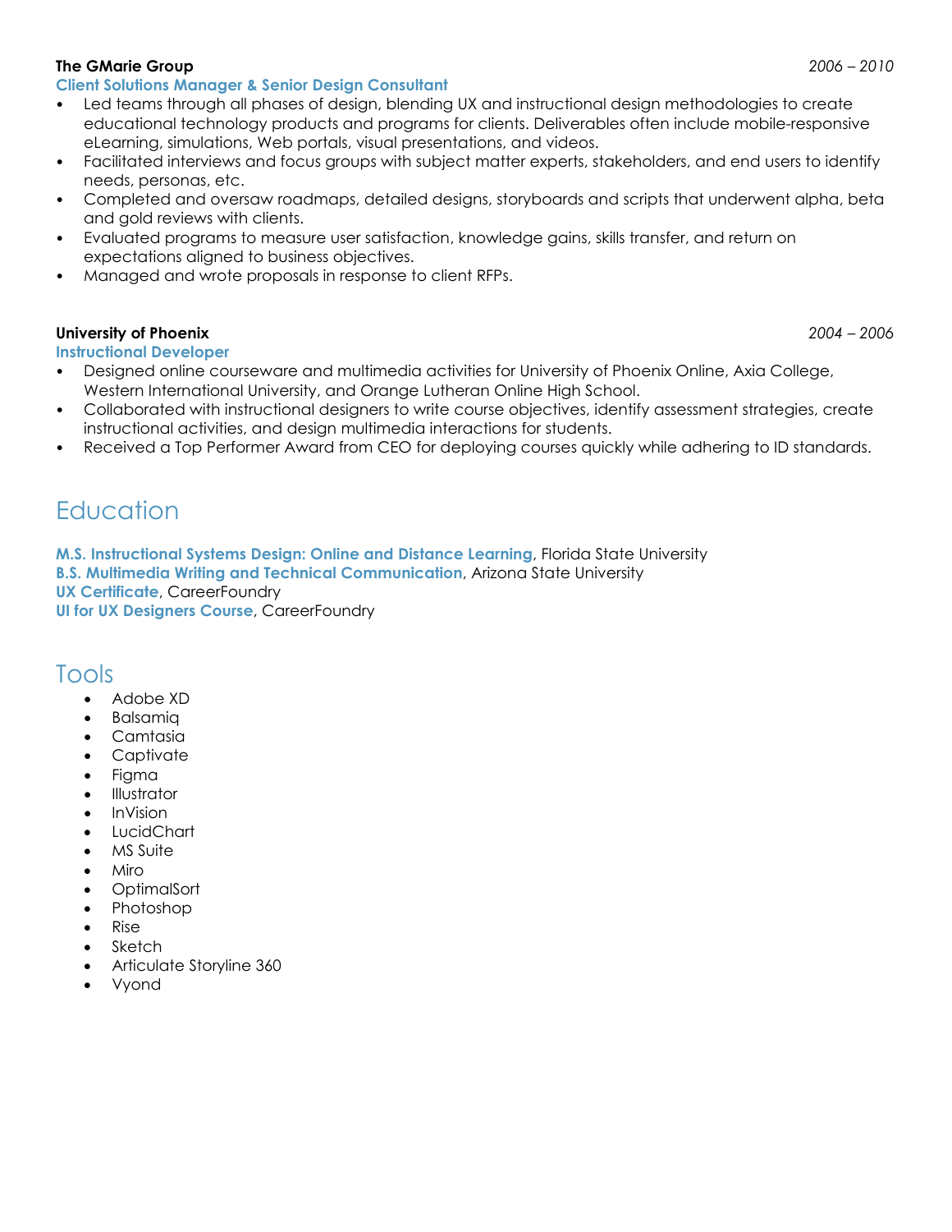**The GMarie Group** *2006 – 2010*

**Client Solutions Manager & Senior Design Consultant**

- Led teams through all phases of design, blending UX and instructional design methodologies to create educational technology products and programs for clients. Deliverables often include mobile-responsive eLearning, simulations, Web portals, visual presentations, and videos.
- Facilitated interviews and focus groups with subject matter experts, stakeholders, and end users to identify needs, personas, etc.
- Completed and oversaw roadmaps, detailed designs, storyboards and scripts that underwent alpha, beta and gold reviews with clients.
- Evaluated programs to measure user satisfaction, knowledge gains, skills transfer, and return on expectations aligned to business objectives.
- Managed and wrote proposals in response to client RFPs.

**University of Phoenix** *2004 – 2006*

**Instructional Developer**

- Designed online courseware and multimedia activities for University of Phoenix Online, Axia College, Western International University, and Orange Lutheran Online High School.
- Collaborated with instructional designers to write course objectives, identify assessment strategies, create instructional activities, and design multimedia interactions for students.
- Received a Top Performer Award from CEO for deploying courses quickly while adhering to ID standards.

## Education

**M.S. Instructional Systems Design: Online and Distance Learning**, Florida State University
**B.S. Multimedia Writing and Technical Communication**, Arizona State University
**UX Certificate**, CareerFoundry
**UI for UX Designers Course**, CareerFoundry

## Tools

- Adobe XD
- Balsamiq
- Camtasia
- Captivate
- Figma
- Illustrator
- InVision
- LucidChart
- MS Suite
- Miro
- OptimalSort
- Photoshop
- Rise
- Sketch
- Articulate Storyline 360
- Vyond